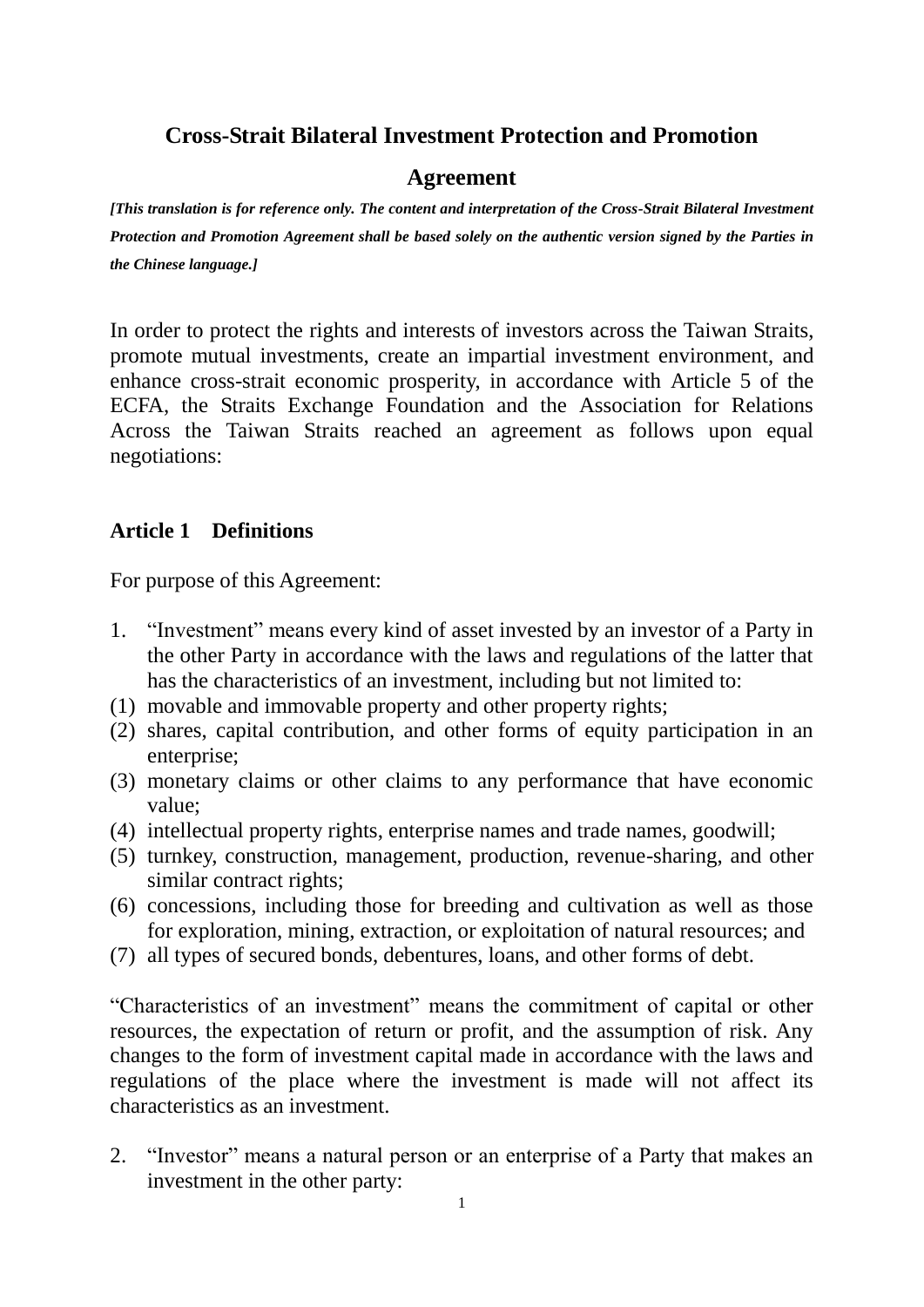# Cross-Strait Bilateral Investment Protection and Promotion Agreement

***[This translation is for reference only. The content and interpretation of the Cross-Strait Bilateral Investment Protection and Promotion Agreement shall be based solely on the authentic version signed by the Parties in the Chinese language.]***

In order to protect the rights and interests of investors across the Taiwan Straits, promote mutual investments, create an impartial investment environment, and enhance cross-strait economic prosperity, in accordance with Article 5 of the ECFA, the Straits Exchange Foundation and the Association for Relations Across the Taiwan Straits reached an agreement as follows upon equal negotiations:

## Article 1 Definitions

For purpose of this Agreement:

1. "Investment" means every kind of asset invested by an investor of a Party in the other Party in accordance with the laws and regulations of the latter that has the characteristics of an investment, including but not limited to:

(1) movable and immovable property and other property rights;
(2) shares, capital contribution, and other forms of equity participation in an enterprise;
(3) monetary claims or other claims to any performance that have economic value;
(4) intellectual property rights, enterprise names and trade names, goodwill;
(5) turnkey, construction, management, production, revenue-sharing, and other similar contract rights;
(6) concessions, including those for breeding and cultivation as well as those for exploration, mining, extraction, or exploitation of natural resources; and
(7) all types of secured bonds, debentures, loans, and other forms of debt.

"Characteristics of an investment" means the commitment of capital or other resources, the expectation of return or profit, and the assumption of risk. Any changes to the form of investment capital made in accordance with the laws and regulations of the place where the investment is made will not affect its characteristics as an investment.

2. "Investor" means a natural person or an enterprise of a Party that makes an investment in the other party: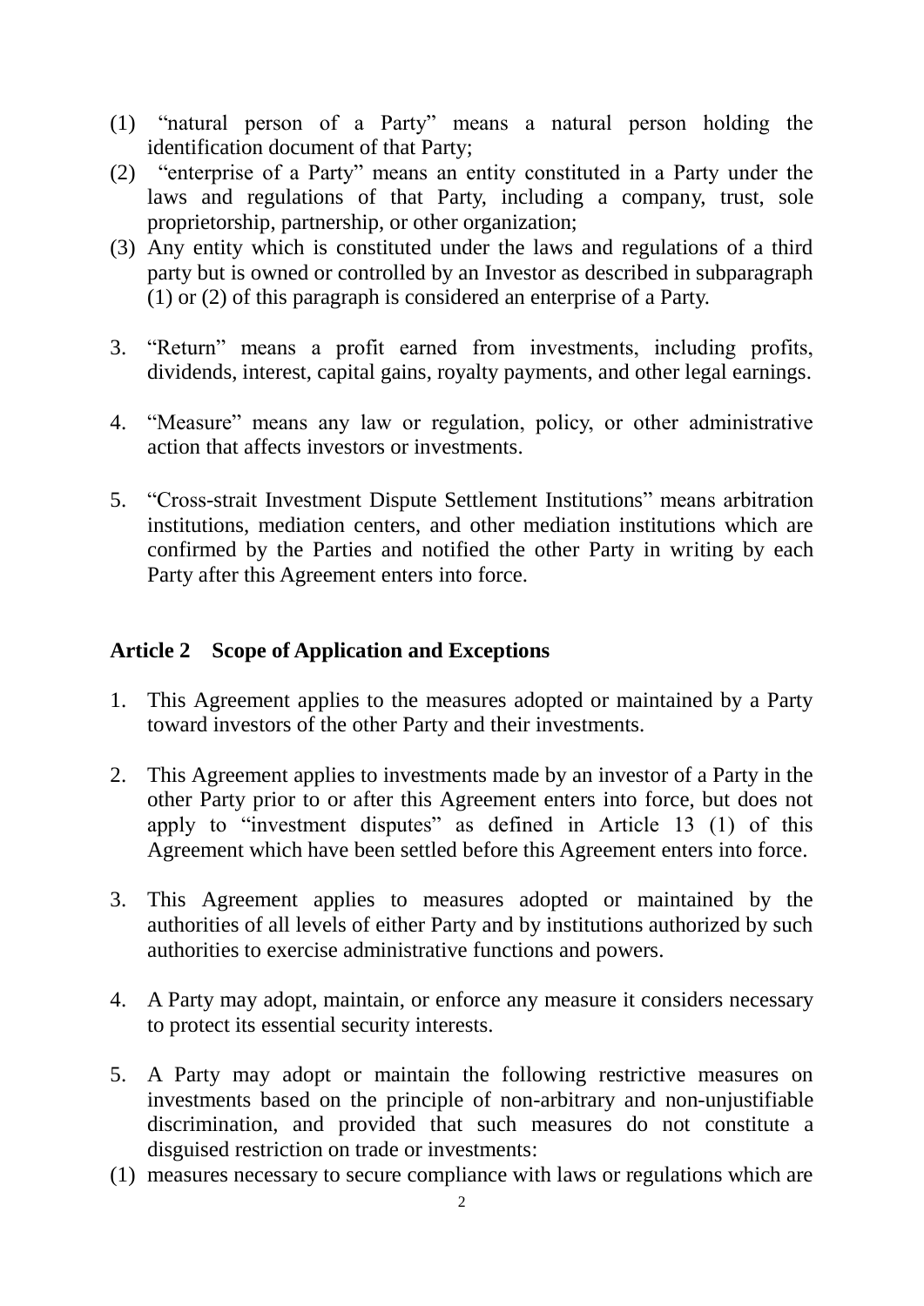(1) "natural person of a Party" means a natural person holding the identification document of that Party;

(2) "enterprise of a Party" means an entity constituted in a Party under the laws and regulations of that Party, including a company, trust, sole proprietorship, partnership, or other organization;

(3) Any entity which is constituted under the laws and regulations of a third party but is owned or controlled by an Investor as described in subparagraph (1) or (2) of this paragraph is considered an enterprise of a Party.

3. "Return" means a profit earned from investments, including profits, dividends, interest, capital gains, royalty payments, and other legal earnings.

4. "Measure" means any law or regulation, policy, or other administrative action that affects investors or investments.

5. "Cross-strait Investment Dispute Settlement Institutions" means arbitration institutions, mediation centers, and other mediation institutions which are confirmed by the Parties and notified the other Party in writing by each Party after this Agreement enters into force.

## Article 2 Scope of Application and Exceptions

1. This Agreement applies to the measures adopted or maintained by a Party toward investors of the other Party and their investments.

2. This Agreement applies to investments made by an investor of a Party in the other Party prior to or after this Agreement enters into force, but does not apply to "investment disputes" as defined in Article 13 (1) of this Agreement which have been settled before this Agreement enters into force.

3. This Agreement applies to measures adopted or maintained by the authorities of all levels of either Party and by institutions authorized by such authorities to exercise administrative functions and powers.

4. A Party may adopt, maintain, or enforce any measure it considers necessary to protect its essential security interests.

5. A Party may adopt or maintain the following restrictive measures on investments based on the principle of non-arbitrary and non-unjustifiable discrimination, and provided that such measures do not constitute a disguised restriction on trade or investments:

(1) measures necessary to secure compliance with laws or regulations which are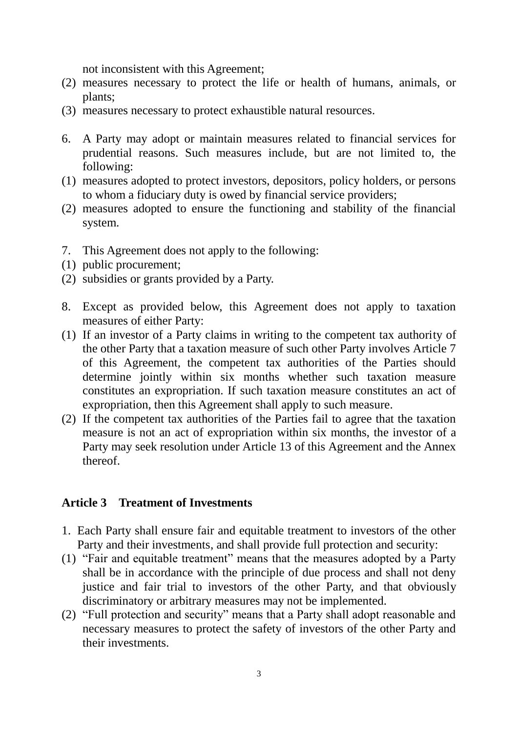not inconsistent with this Agreement;

(2) measures necessary to protect the life or health of humans, animals, or plants;

(3) measures necessary to protect exhaustible natural resources.

6. A Party may adopt or maintain measures related to financial services for prudential reasons. Such measures include, but are not limited to, the following:

(1) measures adopted to protect investors, depositors, policy holders, or persons to whom a fiduciary duty is owed by financial service providers;

(2) measures adopted to ensure the functioning and stability of the financial system.

7. This Agreement does not apply to the following:

(1) public procurement;

(2) subsidies or grants provided by a Party.

8. Except as provided below, this Agreement does not apply to taxation measures of either Party:

(1) If an investor of a Party claims in writing to the competent tax authority of the other Party that a taxation measure of such other Party involves Article 7 of this Agreement, the competent tax authorities of the Parties should determine jointly within six months whether such taxation measure constitutes an expropriation. If such taxation measure constitutes an act of expropriation, then this Agreement shall apply to such measure.

(2) If the competent tax authorities of the Parties fail to agree that the taxation measure is not an act of expropriation within six months, the investor of a Party may seek resolution under Article 13 of this Agreement and the Annex thereof.

## Article 3 Treatment of Investments

1. Each Party shall ensure fair and equitable treatment to investors of the other Party and their investments, and shall provide full protection and security:

(1) "Fair and equitable treatment" means that the measures adopted by a Party shall be in accordance with the principle of due process and shall not deny justice and fair trial to investors of the other Party, and that obviously discriminatory or arbitrary measures may not be implemented.

(2) "Full protection and security" means that a Party shall adopt reasonable and necessary measures to protect the safety of investors of the other Party and their investments.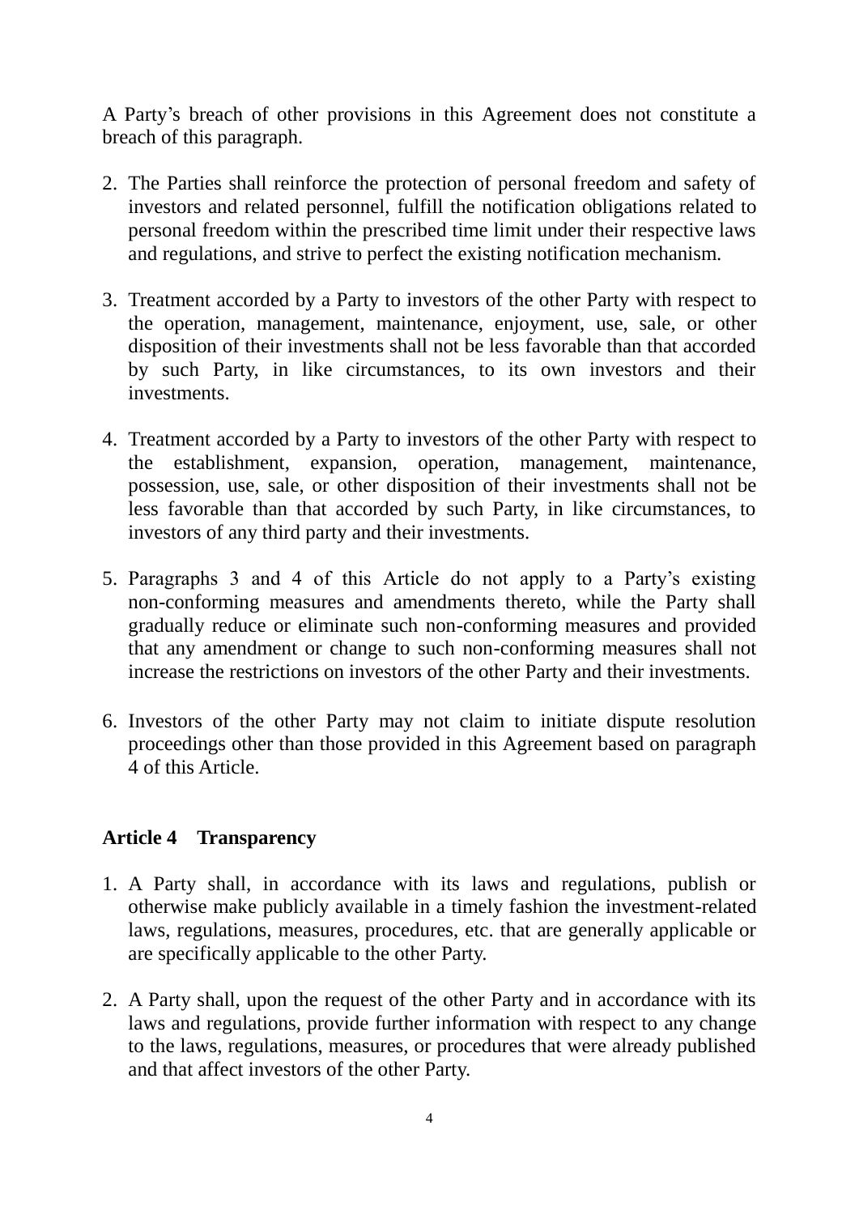A Party’s breach of other provisions in this Agreement does not constitute a breach of this paragraph.

2. The Parties shall reinforce the protection of personal freedom and safety of investors and related personnel, fulfill the notification obligations related to personal freedom within the prescribed time limit under their respective laws and regulations, and strive to perfect the existing notification mechanism.

3. Treatment accorded by a Party to investors of the other Party with respect to the operation, management, maintenance, enjoyment, use, sale, or other disposition of their investments shall not be less favorable than that accorded by such Party, in like circumstances, to its own investors and their investments.

4. Treatment accorded by a Party to investors of the other Party with respect to the establishment, expansion, operation, management, maintenance, possession, use, sale, or other disposition of their investments shall not be less favorable than that accorded by such Party, in like circumstances, to investors of any third party and their investments.

5. Paragraphs 3 and 4 of this Article do not apply to a Party’s existing non-conforming measures and amendments thereto, while the Party shall gradually reduce or eliminate such non-conforming measures and provided that any amendment or change to such non-conforming measures shall not increase the restrictions on investors of the other Party and their investments.

6. Investors of the other Party may not claim to initiate dispute resolution proceedings other than those provided in this Agreement based on paragraph 4 of this Article.

**Article 4 Transparency**

1. A Party shall, in accordance with its laws and regulations, publish or otherwise make publicly available in a timely fashion the investment-related laws, regulations, measures, procedures, etc. that are generally applicable or are specifically applicable to the other Party.

2. A Party shall, upon the request of the other Party and in accordance with its laws and regulations, provide further information with respect to any change to the laws, regulations, measures, or procedures that were already published and that affect investors of the other Party.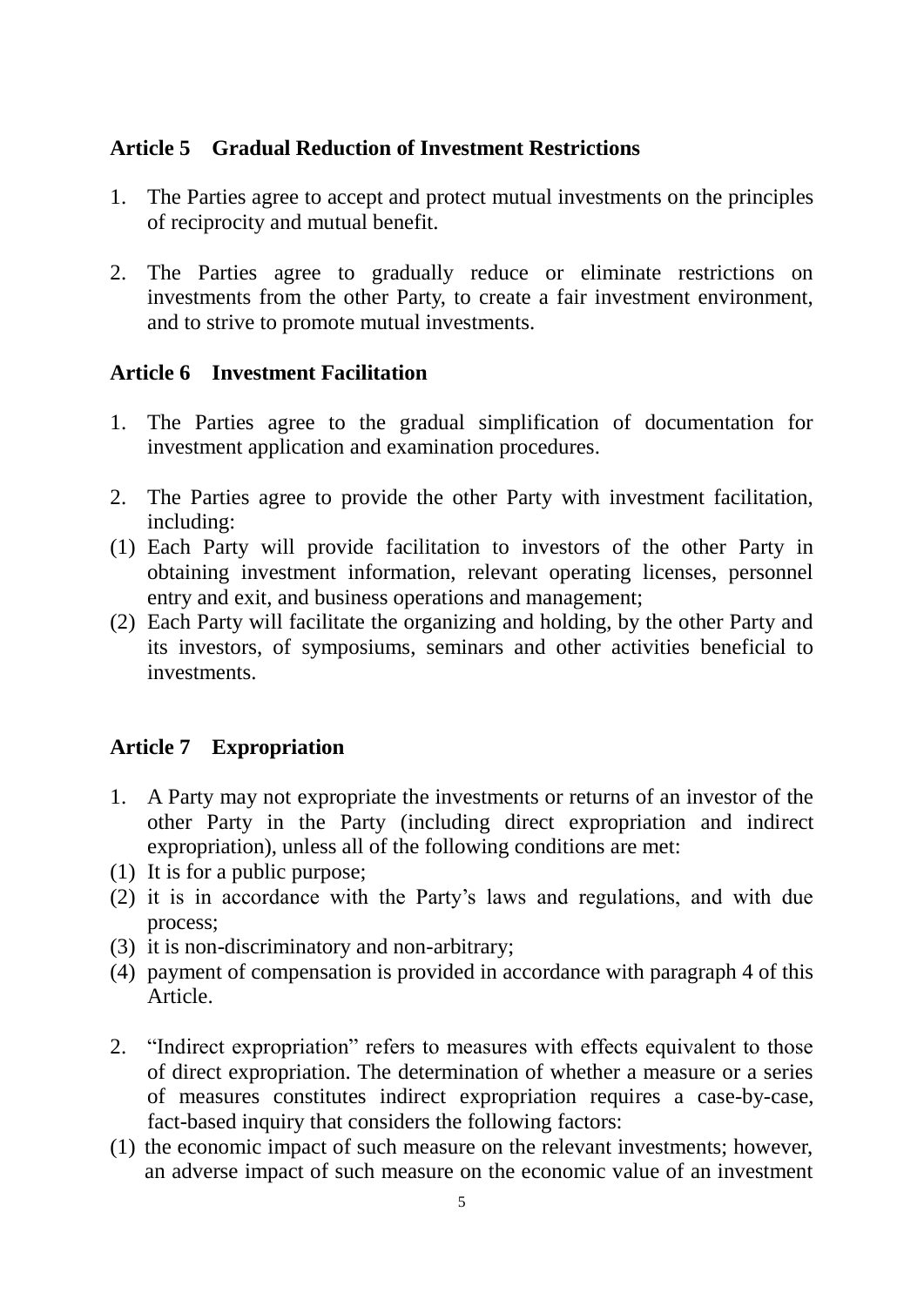## Article 5 Gradual Reduction of Investment Restrictions

1. The Parties agree to accept and protect mutual investments on the principles of reciprocity and mutual benefit.

2. The Parties agree to gradually reduce or eliminate restrictions on investments from the other Party, to create a fair investment environment, and to strive to promote mutual investments.

## Article 6 Investment Facilitation

1. The Parties agree to the gradual simplification of documentation for investment application and examination procedures.

2. The Parties agree to provide the other Party with investment facilitation, including:

(1) Each Party will provide facilitation to investors of the other Party in obtaining investment information, relevant operating licenses, personnel entry and exit, and business operations and management;

(2) Each Party will facilitate the organizing and holding, by the other Party and its investors, of symposiums, seminars and other activities beneficial to investments.

## Article 7 Expropriation

1. A Party may not expropriate the investments or returns of an investor of the other Party in the Party (including direct expropriation and indirect expropriation), unless all of the following conditions are met:

(1) It is for a public purpose;

(2) it is in accordance with the Party's laws and regulations, and with due process;

(3) it is non-discriminatory and non-arbitrary;

(4) payment of compensation is provided in accordance with paragraph 4 of this Article.

2. "Indirect expropriation" refers to measures with effects equivalent to those of direct expropriation. The determination of whether a measure or a series of measures constitutes indirect expropriation requires a case-by-case, fact-based inquiry that considers the following factors:

(1) the economic impact of such measure on the relevant investments; however, an adverse impact of such measure on the economic value of an investment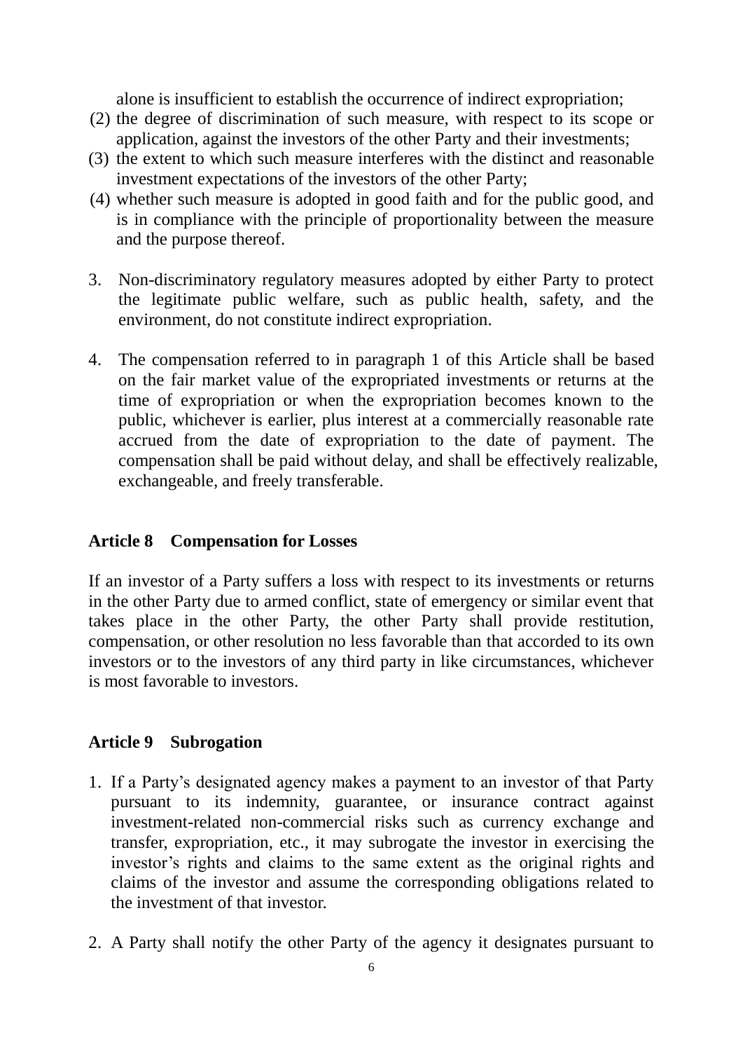alone is insufficient to establish the occurrence of indirect expropriation;

(2) the degree of discrimination of such measure, with respect to its scope or application, against the investors of the other Party and their investments;

(3) the extent to which such measure interferes with the distinct and reasonable investment expectations of the investors of the other Party;

(4) whether such measure is adopted in good faith and for the public good, and is in compliance with the principle of proportionality between the measure and the purpose thereof.

3. Non-discriminatory regulatory measures adopted by either Party to protect the legitimate public welfare, such as public health, safety, and the environment, do not constitute indirect expropriation.

4. The compensation referred to in paragraph 1 of this Article shall be based on the fair market value of the expropriated investments or returns at the time of expropriation or when the expropriation becomes known to the public, whichever is earlier, plus interest at a commercially reasonable rate accrued from the date of expropriation to the date of payment. The compensation shall be paid without delay, and shall be effectively realizable, exchangeable, and freely transferable.

**Article 8 Compensation for Losses**

If an investor of a Party suffers a loss with respect to its investments or returns in the other Party due to armed conflict, state of emergency or similar event that takes place in the other Party, the other Party shall provide restitution, compensation, or other resolution no less favorable than that accorded to its own investors or to the investors of any third party in like circumstances, whichever is most favorable to investors.

**Article 9 Subrogation**

1. If a Party's designated agency makes a payment to an investor of that Party pursuant to its indemnity, guarantee, or insurance contract against investment-related non-commercial risks such as currency exchange and transfer, expropriation, etc., it may subrogate the investor in exercising the investor's rights and claims to the same extent as the original rights and claims of the investor and assume the corresponding obligations related to the investment of that investor.

2. A Party shall notify the other Party of the agency it designates pursuant to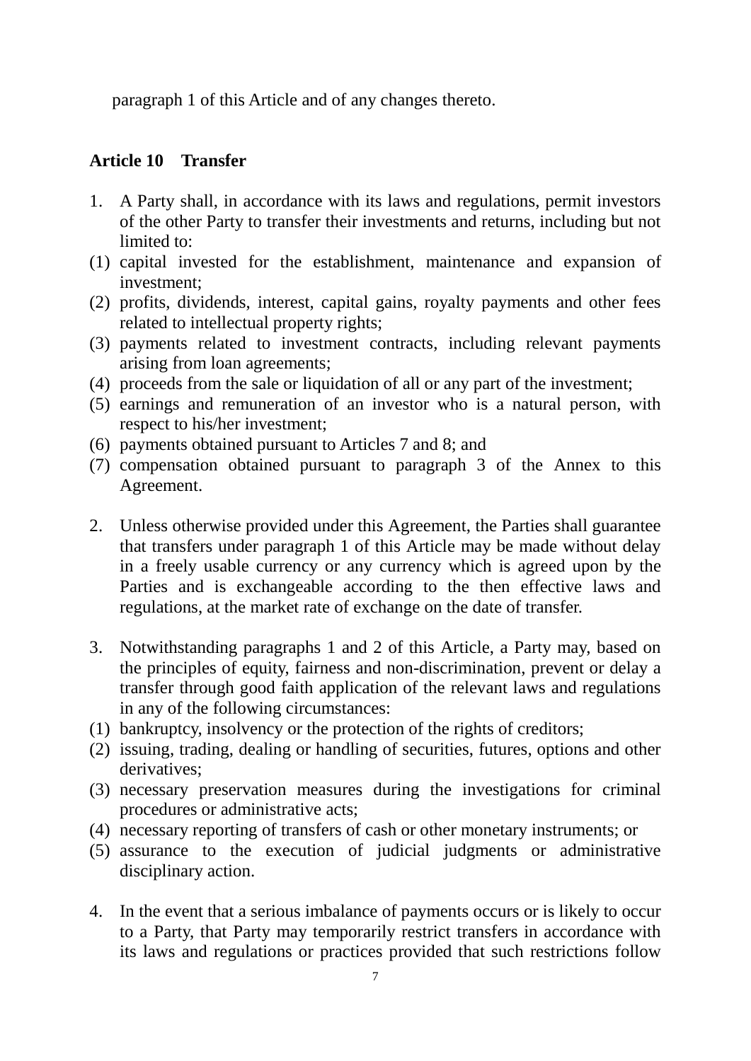paragraph 1 of this Article and of any changes thereto.

**Article 10 Transfer**

1. A Party shall, in accordance with its laws and regulations, permit investors of the other Party to transfer their investments and returns, including but not limited to:
(1) capital invested for the establishment, maintenance and expansion of investment;
(2) profits, dividends, interest, capital gains, royalty payments and other fees related to intellectual property rights;
(3) payments related to investment contracts, including relevant payments arising from loan agreements;
(4) proceeds from the sale or liquidation of all or any part of the investment;
(5) earnings and remuneration of an investor who is a natural person, with respect to his/her investment;
(6) payments obtained pursuant to Articles 7 and 8; and
(7) compensation obtained pursuant to paragraph 3 of the Annex to this Agreement.

2. Unless otherwise provided under this Agreement, the Parties shall guarantee that transfers under paragraph 1 of this Article may be made without delay in a freely usable currency or any currency which is agreed upon by the Parties and is exchangeable according to the then effective laws and regulations, at the market rate of exchange on the date of transfer.

3. Notwithstanding paragraphs 1 and 2 of this Article, a Party may, based on the principles of equity, fairness and non-discrimination, prevent or delay a transfer through good faith application of the relevant laws and regulations in any of the following circumstances:
(1) bankruptcy, insolvency or the protection of the rights of creditors;
(2) issuing, trading, dealing or handling of securities, futures, options and other derivatives;
(3) necessary preservation measures during the investigations for criminal procedures or administrative acts;
(4) necessary reporting of transfers of cash or other monetary instruments; or
(5) assurance to the execution of judicial judgments or administrative disciplinary action.

4. In the event that a serious imbalance of payments occurs or is likely to occur to a Party, that Party may temporarily restrict transfers in accordance with its laws and regulations or practices provided that such restrictions follow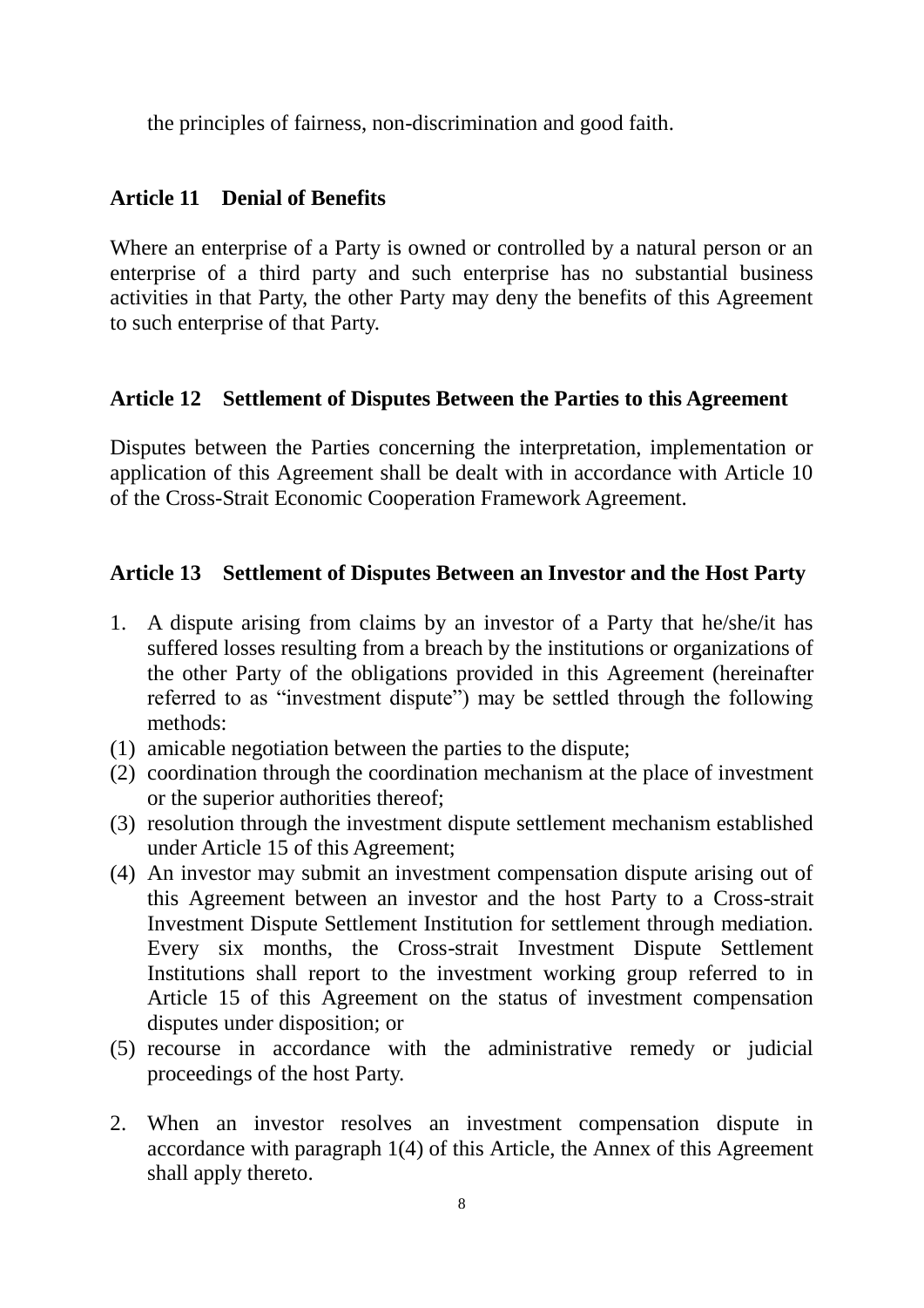the principles of fairness, non-discrimination and good faith.

### Article 11 Denial of Benefits

Where an enterprise of a Party is owned or controlled by a natural person or an enterprise of a third party and such enterprise has no substantial business activities in that Party, the other Party may deny the benefits of this Agreement to such enterprise of that Party.

### Article 12 Settlement of Disputes Between the Parties to this Agreement

Disputes between the Parties concerning the interpretation, implementation or application of this Agreement shall be dealt with in accordance with Article 10 of the Cross-Strait Economic Cooperation Framework Agreement.

### Article 13 Settlement of Disputes Between an Investor and the Host Party

1. A dispute arising from claims by an investor of a Party that he/she/it has suffered losses resulting from a breach by the institutions or organizations of the other Party of the obligations provided in this Agreement (hereinafter referred to as "investment dispute") may be settled through the following methods:

(1) amicable negotiation between the parties to the dispute;

(2) coordination through the coordination mechanism at the place of investment or the superior authorities thereof;

(3) resolution through the investment dispute settlement mechanism established under Article 15 of this Agreement;

(4) An investor may submit an investment compensation dispute arising out of this Agreement between an investor and the host Party to a Cross-strait Investment Dispute Settlement Institution for settlement through mediation. Every six months, the Cross-strait Investment Dispute Settlement Institutions shall report to the investment working group referred to in Article 15 of this Agreement on the status of investment compensation disputes under disposition; or

(5) recourse in accordance with the administrative remedy or judicial proceedings of the host Party.

2. When an investor resolves an investment compensation dispute in accordance with paragraph 1(4) of this Article, the Annex of this Agreement shall apply thereto.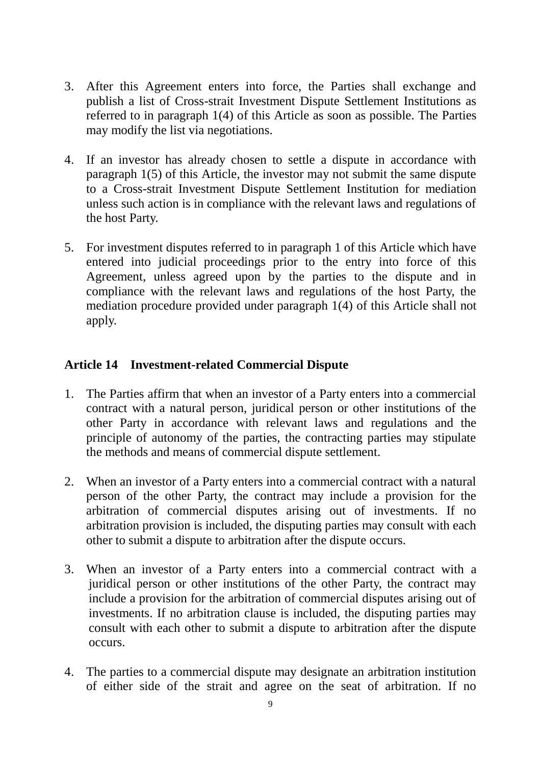3. After this Agreement enters into force, the Parties shall exchange and publish a list of Cross-strait Investment Dispute Settlement Institutions as referred to in paragraph 1(4) of this Article as soon as possible. The Parties may modify the list via negotiations.

4. If an investor has already chosen to settle a dispute in accordance with paragraph 1(5) of this Article, the investor may not submit the same dispute to a Cross-strait Investment Dispute Settlement Institution for mediation unless such action is in compliance with the relevant laws and regulations of the host Party.

5. For investment disputes referred to in paragraph 1 of this Article which have entered into judicial proceedings prior to the entry into force of this Agreement, unless agreed upon by the parties to the dispute and in compliance with the relevant laws and regulations of the host Party, the mediation procedure provided under paragraph 1(4) of this Article shall not apply.

## Article 14 Investment-related Commercial Dispute

1. The Parties affirm that when an investor of a Party enters into a commercial contract with a natural person, juridical person or other institutions of the other Party in accordance with relevant laws and regulations and the principle of autonomy of the parties, the contracting parties may stipulate the methods and means of commercial dispute settlement.

2. When an investor of a Party enters into a commercial contract with a natural person of the other Party, the contract may include a provision for the arbitration of commercial disputes arising out of investments. If no arbitration provision is included, the disputing parties may consult with each other to submit a dispute to arbitration after the dispute occurs.

3. When an investor of a Party enters into a commercial contract with a juridical person or other institutions of the other Party, the contract may include a provision for the arbitration of commercial disputes arising out of investments. If no arbitration clause is included, the disputing parties may consult with each other to submit a dispute to arbitration after the dispute occurs.

4. The parties to a commercial dispute may designate an arbitration institution of either side of the strait and agree on the seat of arbitration. If no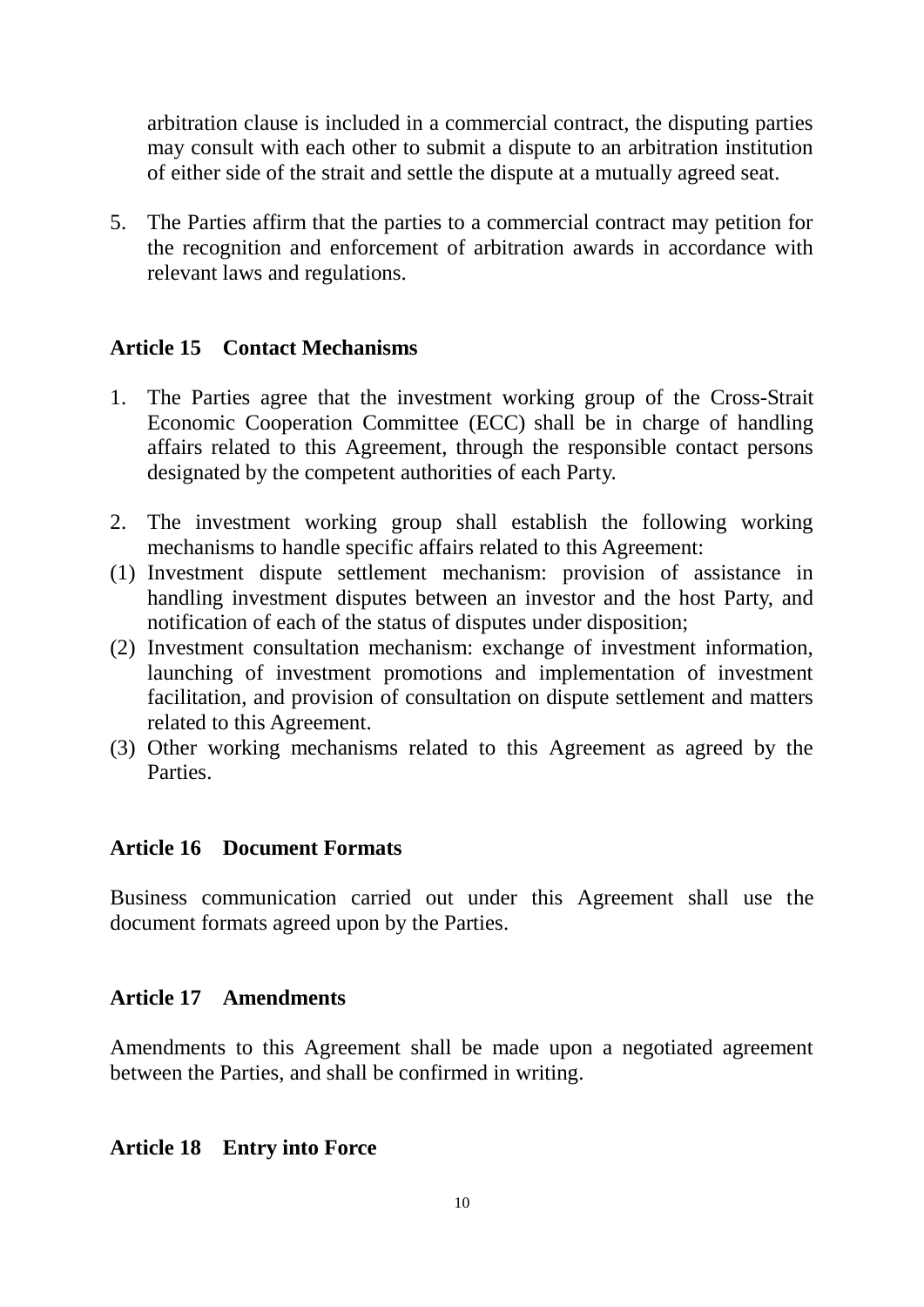arbitration clause is included in a commercial contract, the disputing parties may consult with each other to submit a dispute to an arbitration institution of either side of the strait and settle the dispute at a mutually agreed seat.

5. The Parties affirm that the parties to a commercial contract may petition for the recognition and enforcement of arbitration awards in accordance with relevant laws and regulations.

**Article 15 Contact Mechanisms**

1. The Parties agree that the investment working group of the Cross-Strait Economic Cooperation Committee (ECC) shall be in charge of handling affairs related to this Agreement, through the responsible contact persons designated by the competent authorities of each Party.

2. The investment working group shall establish the following working mechanisms to handle specific affairs related to this Agreement:

(1) Investment dispute settlement mechanism: provision of assistance in handling investment disputes between an investor and the host Party, and notification of each of the status of disputes under disposition;

(2) Investment consultation mechanism: exchange of investment information, launching of investment promotions and implementation of investment facilitation, and provision of consultation on dispute settlement and matters related to this Agreement.

(3) Other working mechanisms related to this Agreement as agreed by the Parties.

**Article 16 Document Formats**

Business communication carried out under this Agreement shall use the document formats agreed upon by the Parties.

**Article 17 Amendments**

Amendments to this Agreement shall be made upon a negotiated agreement between the Parties, and shall be confirmed in writing.

**Article 18 Entry into Force**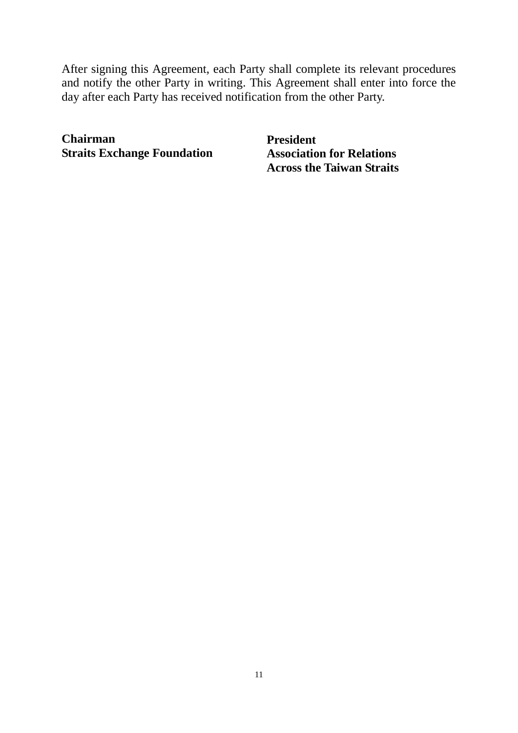After signing this Agreement, each Party shall complete its relevant procedures and notify the other Party in writing. This Agreement shall enter into force the day after each Party has received notification from the other Party.

| **Chairman**<br>**Straits Exchange Foundation** | **President**<br>**Association for Relations Across the Taiwan Straits** |
| --- | --- |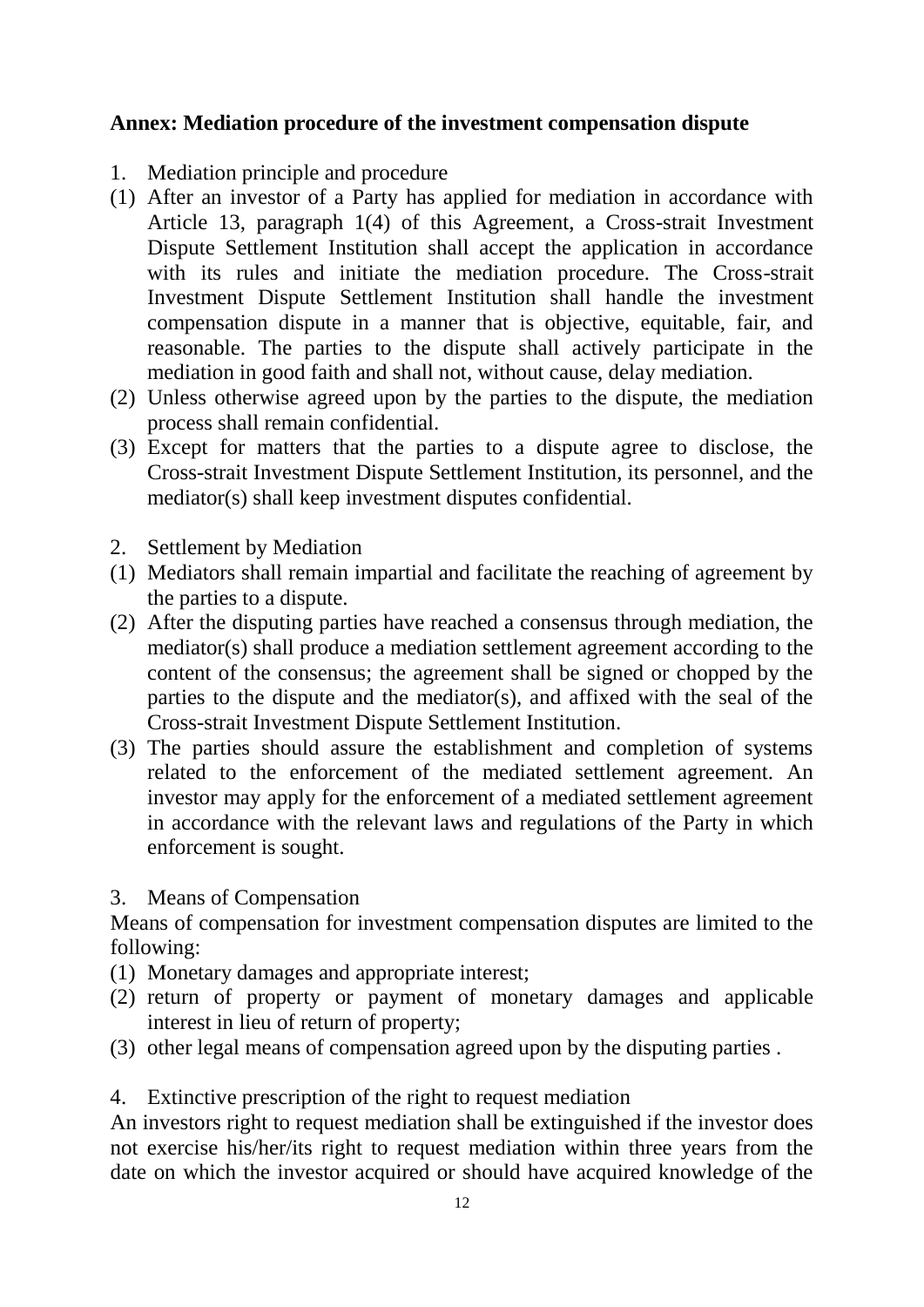**Annex: Mediation procedure of the investment compensation dispute**

1. Mediation principle and procedure

(1) After an investor of a Party has applied for mediation in accordance with Article 13, paragraph 1(4) of this Agreement, a Cross-strait Investment Dispute Settlement Institution shall accept the application in accordance with its rules and initiate the mediation procedure. The Cross-strait Investment Dispute Settlement Institution shall handle the investment compensation dispute in a manner that is objective, equitable, fair, and reasonable. The parties to the dispute shall actively participate in the mediation in good faith and shall not, without cause, delay mediation.

(2) Unless otherwise agreed upon by the parties to the dispute, the mediation process shall remain confidential.

(3) Except for matters that the parties to a dispute agree to disclose, the Cross-strait Investment Dispute Settlement Institution, its personnel, and the mediator(s) shall keep investment disputes confidential.

2. Settlement by Mediation

(1) Mediators shall remain impartial and facilitate the reaching of agreement by the parties to a dispute.

(2) After the disputing parties have reached a consensus through mediation, the mediator(s) shall produce a mediation settlement agreement according to the content of the consensus; the agreement shall be signed or chopped by the parties to the dispute and the mediator(s), and affixed with the seal of the Cross-strait Investment Dispute Settlement Institution.

(3) The parties should assure the establishment and completion of systems related to the enforcement of the mediated settlement agreement. An investor may apply for the enforcement of a mediated settlement agreement in accordance with the relevant laws and regulations of the Party in which enforcement is sought.

3. Means of Compensation

Means of compensation for investment compensation disputes are limited to the following:

(1) Monetary damages and appropriate interest;

(2) return of property or payment of monetary damages and applicable interest in lieu of return of property;

(3) other legal means of compensation agreed upon by the disputing parties .

4. Extinctive prescription of the right to request mediation

An investors right to request mediation shall be extinguished if the investor does not exercise his/her/its right to request mediation within three years from the date on which the investor acquired or should have acquired knowledge of the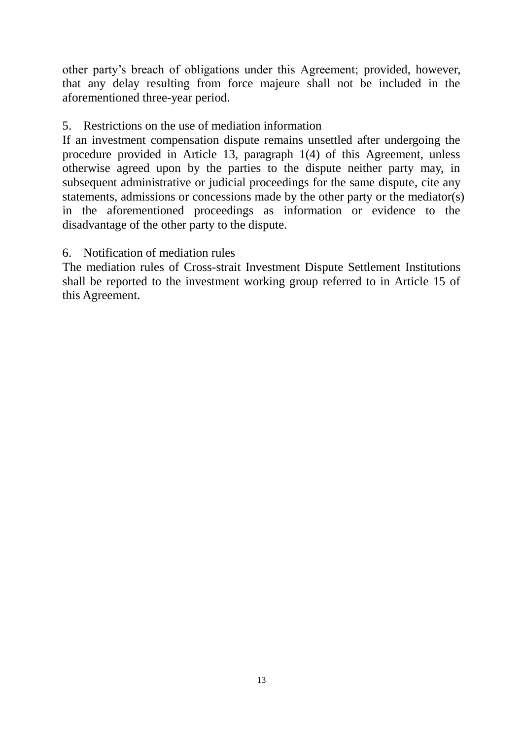other party's breach of obligations under this Agreement; provided, however, that any delay resulting from force majeure shall not be included in the aforementioned three-year period.

5. Restrictions on the use of mediation information

If an investment compensation dispute remains unsettled after undergoing the procedure provided in Article 13, paragraph 1(4) of this Agreement, unless otherwise agreed upon by the parties to the dispute neither party may, in subsequent administrative or judicial proceedings for the same dispute, cite any statements, admissions or concessions made by the other party or the mediator(s) in the aforementioned proceedings as information or evidence to the disadvantage of the other party to the dispute.

6. Notification of mediation rules

The mediation rules of Cross-strait Investment Dispute Settlement Institutions shall be reported to the investment working group referred to in Article 15 of this Agreement.